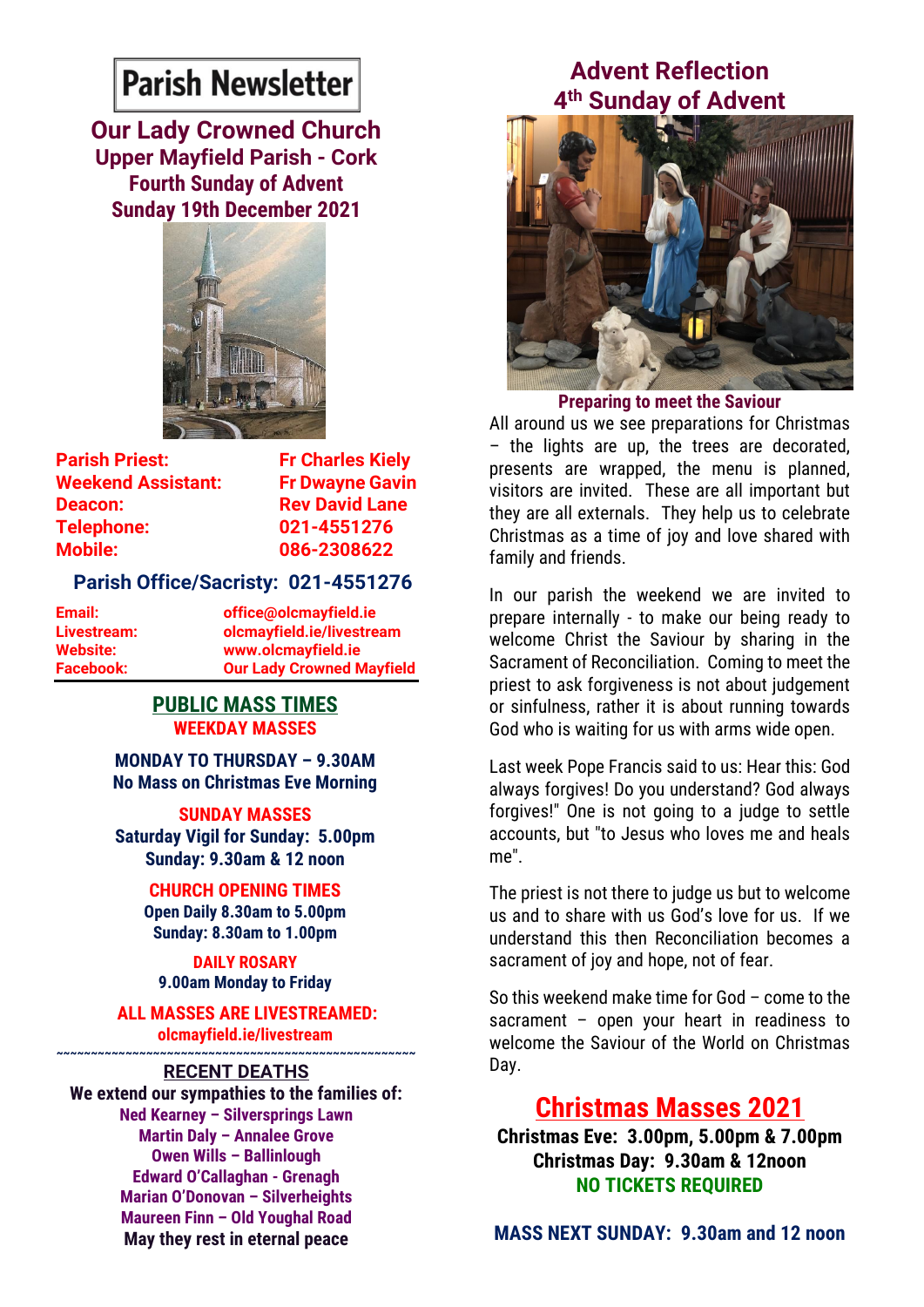# Parish Newsletter

## Our Lady Crowned Church

### Upper Mayfield Parish - Cork

### Fourth Sunday of Advent

### Sunday 19th December 2021

| | |
|---|---|
| **Parish Priest:** | **Fr Charles Kiely** |
| **Weekend Assistant:** | **Fr Dwayne Gavin** |
| **Deacon:** | **Rev David Lane** |
| **Telephone:** | **021-4551276** |
| **Mobile:** | **086-2308622** |

**Parish Office/Sacristy: 021-4551276**

| | |
|---|---|
| **Email:** | **office@olcmayfield.ie** |
| **Livestream:** | **olcmayfield.ie/livestream** |
| **Website:** | **www.olcmayfield.ie** |
| **Facebook:** | **Our Lady Crowned Mayfield** |

## PUBLIC MASS TIMES

**WEEKDAY MASSES**

**MONDAY TO THURSDAY – 9.30AM**
**No Mass on Christmas Eve Morning**

**SUNDAY MASSES**

**Saturday Vigil for Sunday: 5.00pm**
**Sunday: 9.30am & 12 noon**

**CHURCH OPENING TIMES**

**Open Daily 8.30am to 5.00pm**
**Sunday: 8.30am to 1.00pm**

**DAILY ROSARY**

**9.00am Monday to Friday**

**ALL MASSES ARE LIVESTREAMED:**
**olcmayfield.ie/livestream**

~~~~~~~~~~~~~~~~~~~~~~~~~~~~~~~~~~~~~~~~~~~~~~~~~~

## RECENT DEATHS

**We extend our sympathies to the families of:**

Ned Kearney – Silversprings Lawn
Martin Daly – Annalee Grove
Owen Wills – Ballinlough
Edward O'Callaghan - Grenagh
Marian O'Donovan – Silverheights
Maureen Finn – Old Youghal Road

**May they rest in eternal peace**

## Advent Reflection
## 4th Sunday of Advent

**Preparing to meet the Saviour**

All around us we see preparations for Christmas – the lights are up, the trees are decorated, presents are wrapped, the menu is planned, visitors are invited. These are all important but they are all externals. They help us to celebrate Christmas as a time of joy and love shared with family and friends.

In our parish the weekend we are invited to prepare internally - to make our being ready to welcome Christ the Saviour by sharing in the Sacrament of Reconciliation. Coming to meet the priest to ask forgiveness is not about judgement or sinfulness, rather it is about running towards God who is waiting for us with arms wide open.

Last week Pope Francis said to us: Hear this: God always forgives! Do you understand? God always forgives!" One is not going to a judge to settle accounts, but "to Jesus who loves me and heals me".

The priest is not there to judge us but to welcome us and to share with us God's love for us. If we understand this then Reconciliation becomes a sacrament of joy and hope, not of fear.

So this weekend make time for God – come to the sacrament – open your heart in readiness to welcome the Saviour of the World on Christmas Day.

## Christmas Masses 2021

**Christmas Eve: 3.00pm, 5.00pm & 7.00pm**
**Christmas Day: 9.30am & 12noon**
**NO TICKETS REQUIRED**

**MASS NEXT SUNDAY: 9.30am and 12 noon**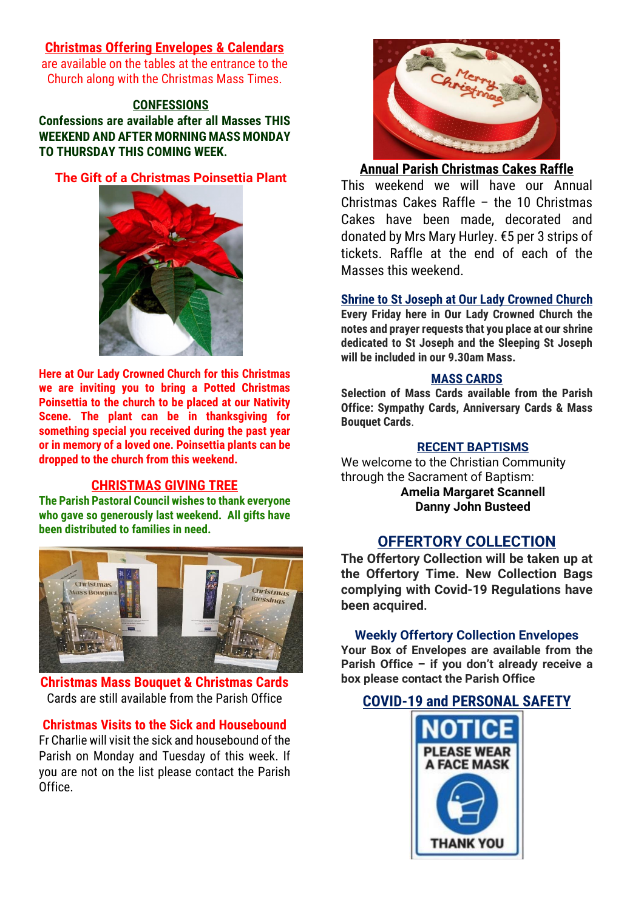## Christmas Offering Envelopes & Calendars

are available on the tables at the entrance to the Church along with the Christmas Mass Times.

## CONFESSIONS

**Confessions are available after all Masses THIS WEEKEND AND AFTER MORNING MASS MONDAY TO THURSDAY THIS COMING WEEK.**

## The Gift of a Christmas Poinsettia Plant

**Here at Our Lady Crowned Church for this Christmas we are inviting you to bring a Potted Christmas Poinsettia to the church to be placed at our Nativity Scene. The plant can be in thanksgiving for something special you received during the past year or in memory of a loved one. Poinsettia plants can be dropped to the church from this weekend.**

## CHRISTMAS GIVING TREE

**The Parish Pastoral Council wishes to thank everyone who gave so generously last weekend. All gifts have been distributed to families in need.**

## Christmas Mass Bouquet & Christmas Cards

Cards are still available from the Parish Office

## Christmas Visits to the Sick and Housebound

Fr Charlie will visit the sick and housebound of the Parish on Monday and Tuesday of this week. If you are not on the list please contact the Parish Office.

## Annual Parish Christmas Cakes Raffle

This weekend we will have our Annual Christmas Cakes Raffle – the 10 Christmas Cakes have been made, decorated and donated by Mrs Mary Hurley. €5 per 3 strips of tickets. Raffle at the end of each of the Masses this weekend.

## Shrine to St Joseph at Our Lady Crowned Church

**Every Friday here in Our Lady Crowned Church the notes and prayer requests that you place at our shrine dedicated to St Joseph and the Sleeping St Joseph will be included in our 9.30am Mass.**

## MASS CARDS

**Selection of Mass Cards available from the Parish Office: Sympathy Cards, Anniversary Cards & Mass Bouquet Cards**.

## RECENT BAPTISMS

We welcome to the Christian Community through the Sacrament of Baptism:

**Amelia Margaret Scannell**
**Danny John Busteed**

## OFFERTORY COLLECTION

**The Offertory Collection will be taken up at the Offertory Time. New Collection Bags complying with Covid-19 Regulations have been acquired.**

## Weekly Offertory Collection Envelopes

**Your Box of Envelopes are available from the Parish Office – if you don't already receive a box please contact the Parish Office**

## COVID-19 and PERSONAL SAFETY

NOTICE
PLEASE WEAR A FACE MASK
THANK YOU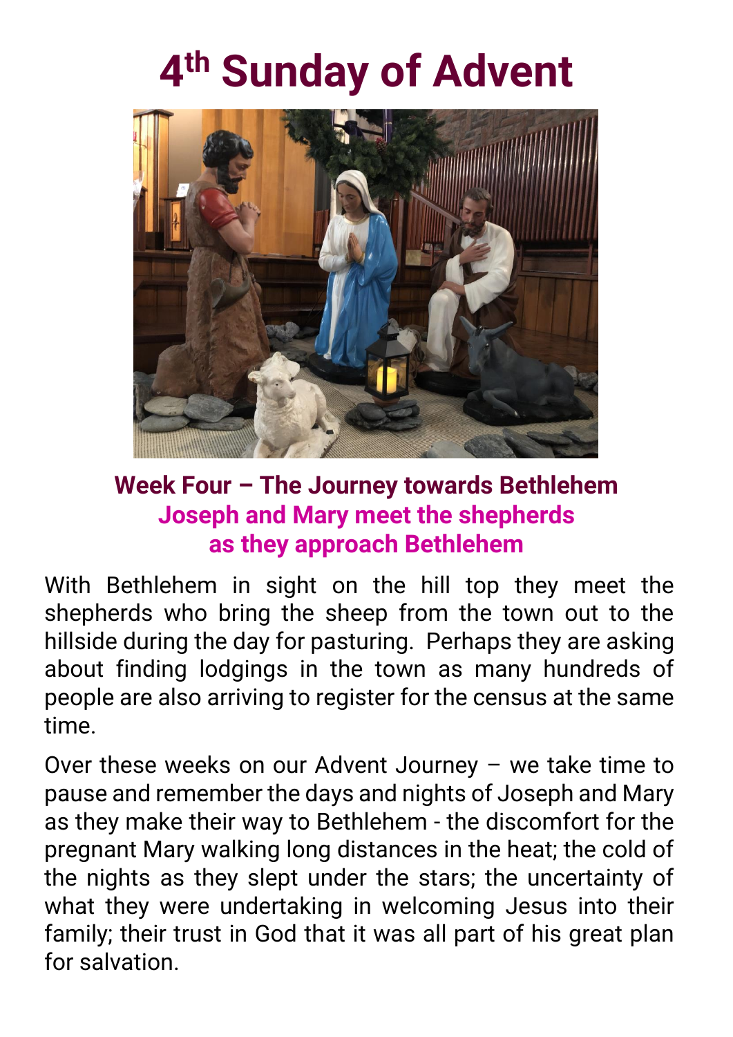# 4th Sunday of Advent

**Week Four – The Journey towards Bethlehem**

**Joseph and Mary meet the shepherds as they approach Bethlehem**

With Bethlehem in sight on the hill top they meet the shepherds who bring the sheep from the town out to the hillside during the day for pasturing. Perhaps they are asking about finding lodgings in the town as many hundreds of people are also arriving to register for the census at the same time.

Over these weeks on our Advent Journey – we take time to pause and remember the days and nights of Joseph and Mary as they make their way to Bethlehem - the discomfort for the pregnant Mary walking long distances in the heat; the cold of the nights as they slept under the stars; the uncertainty of what they were undertaking in welcoming Jesus into their family; their trust in God that it was all part of his great plan for salvation.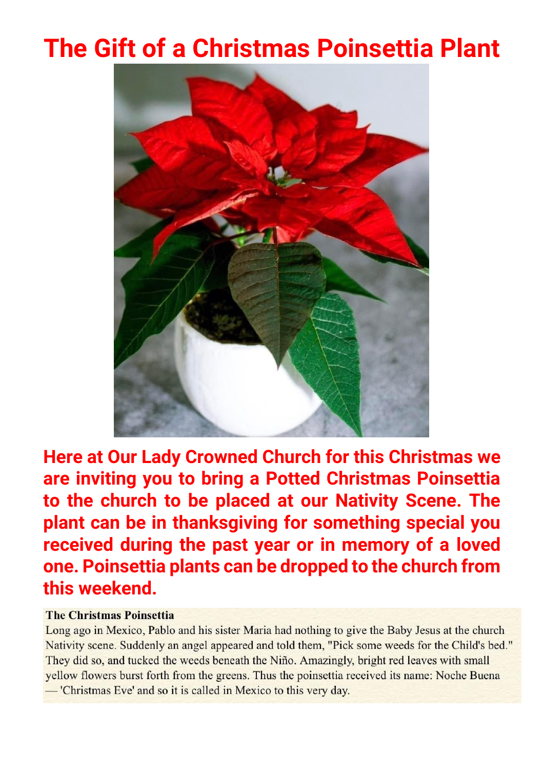# The Gift of a Christmas Poinsettia Plant

**Here at Our Lady Crowned Church for this Christmas we are inviting you to bring a Potted Christmas Poinsettia to the church to be placed at our Nativity Scene. The plant can be in thanksgiving for something special you received during the past year or in memory of a loved one. Poinsettia plants can be dropped to the church from this weekend.**

**The Christmas Poinsettia**

Long ago in Mexico, Pablo and his sister Maria had nothing to give the Baby Jesus at the church Nativity scene. Suddenly an angel appeared and told them, "Pick some weeds for the Child's bed." They did so, and tucked the weeds beneath the Niño. Amazingly, bright red leaves with small yellow flowers burst forth from the greens. Thus the poinsettia received its name: Noche Buena — 'Christmas Eve' and so it is called in Mexico to this very day.